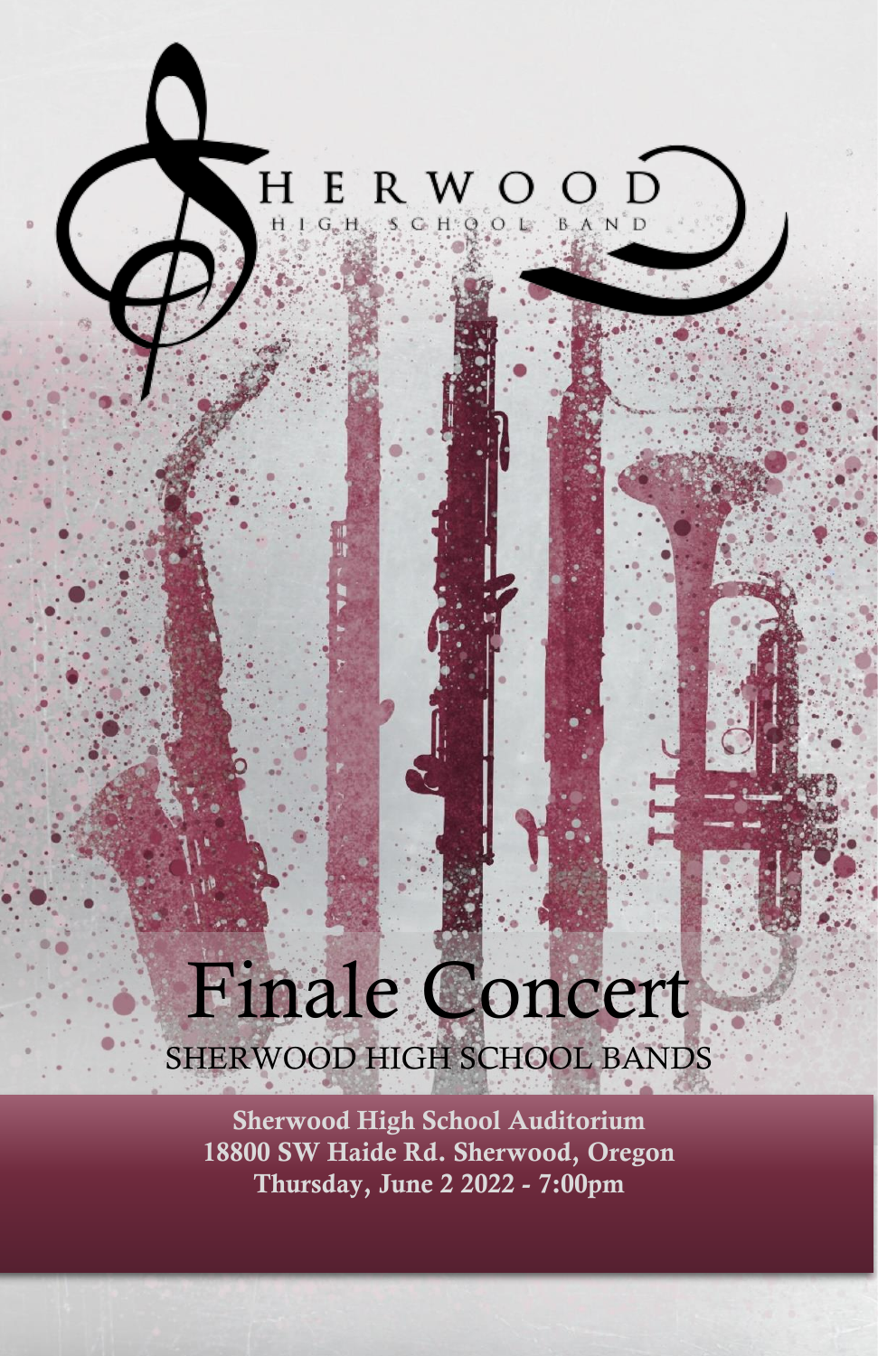# SHERWOOD

HIGH SCHOOL BAND

# Finale Concert

SHERWOOD HIGH SCHOOL BANDS

**Sherwood High School Auditorium**
**18800 SW Haide Rd. Sherwood, Oregon**
**Thursday, June 2 2022 - 7:00pm**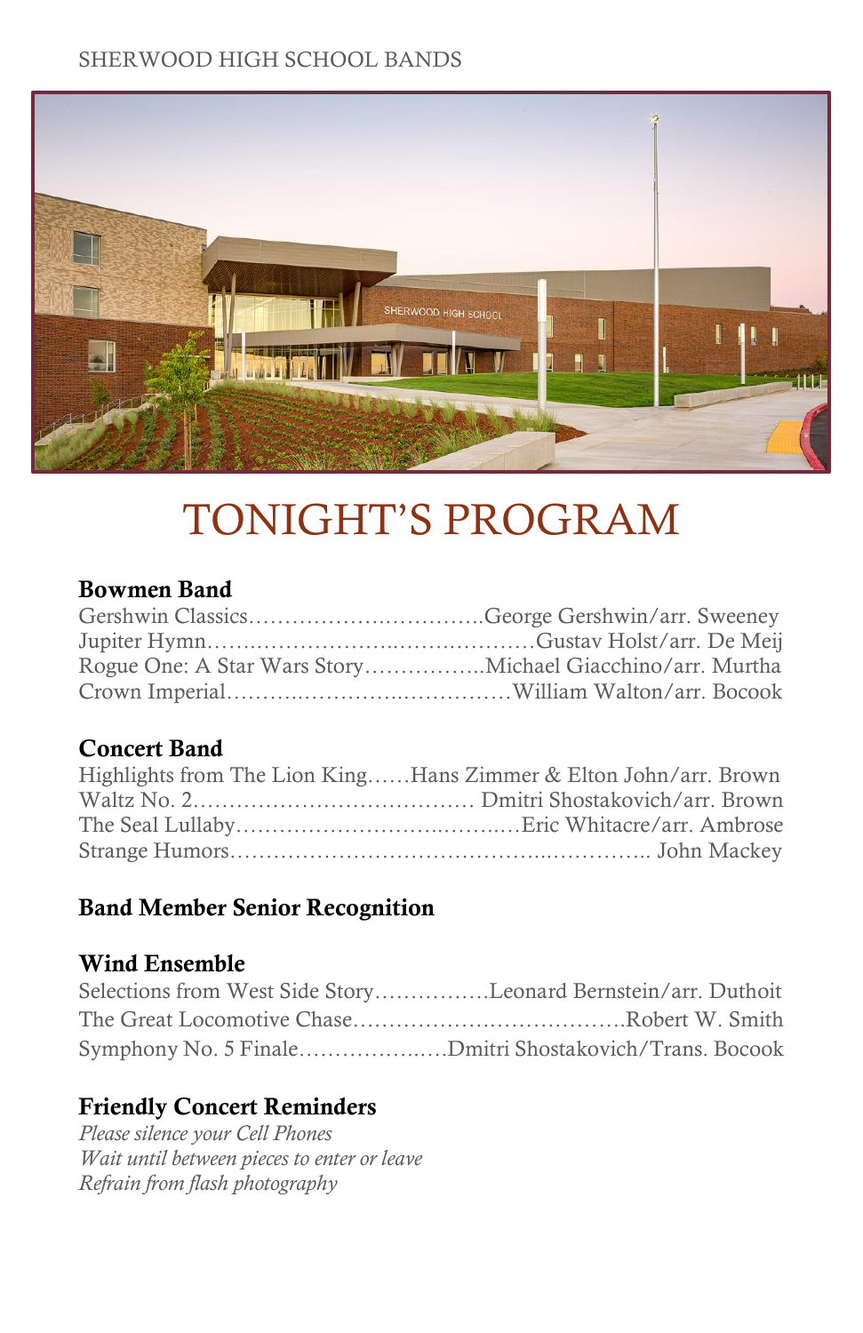SHERWOOD HIGH SCHOOL BANDS

# TONIGHT'S PROGRAM

**Bowmen Band**

Gershwin Classics……………………………..George Gershwin/arr. Sweeney
Jupiter Hymn……………………………………Gustav Holst/arr. De Meij
Rogue One: A Star Wars Story……………..Michael Giacchino/arr. Murtha
Crown Imperial………………………………William Walton/arr. Bocook

**Concert Band**

Highlights from The Lion King……Hans Zimmer & Elton John/arr. Brown
Waltz No. 2………………………………… Dmitri Shostakovich/arr. Brown
The Seal Lullaby…………………………………Eric Whitacre/arr. Ambrose
Strange Humors……………………………………………… John Mackey

**Band Member Senior Recognition**

**Wind Ensemble**

Selections from West Side Story…………….Leonard Bernstein/arr. Duthoit
The Great Locomotive Chase………………………………Robert W. Smith
Symphony No. 5 Finale………………..Dmitri Shostakovich/Trans. Bocook

**Friendly Concert Reminders**

*Please silence your Cell Phones*
*Wait until between pieces to enter or leave*
*Refrain from flash photography*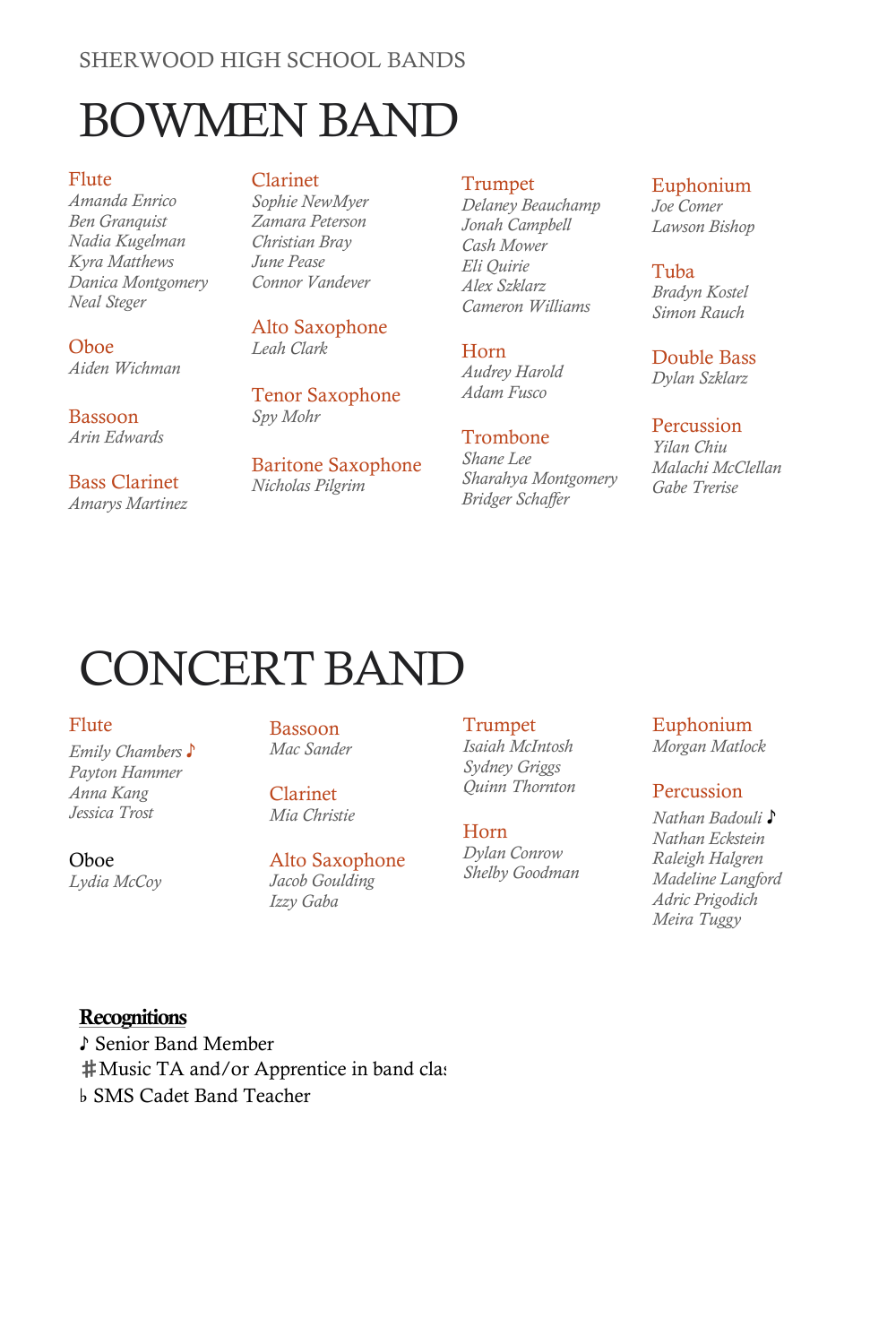SHERWOOD HIGH SCHOOL BANDS

# BOWMEN BAND

### Flute
*Amanda Enrico*
*Ben Granquist*
*Nadia Kugelman*
*Kyra Matthews*
*Danica Montgomery*
*Neal Steger*

### Oboe
*Aiden Wichman*

### Bassoon
*Arin Edwards*

### Bass Clarinet
*Amarys Martinez*

### Clarinet
*Sophie NewMyer*
*Zamara Peterson*
*Christian Bray*
*June Pease*
*Connor Vandever*

### Alto Saxophone
*Leah Clark*

### Tenor Saxophone
*Spy Mohr*

### Baritone Saxophone
*Nicholas Pilgrim*

### Trumpet
*Delaney Beauchamp*
*Jonah Campbell*
*Cash Mower*
*Eli Quirie*
*Alex Szklarz*
*Cameron Williams*

### Horn
*Audrey Harold*
*Adam Fusco*

### Trombone
*Shane Lee*
*Sharahya Montgomery*
*Bridger Schaffer*

### Euphonium
*Joe Comer*
*Lawson Bishop*

### Tuba
*Bradyn Kostel*
*Simon Rauch*

### Double Bass
*Dylan Szklarz*

### Percussion
*Yilan Chiu*
*Malachi McClellan*
*Gabe Trerise*

# CONCERT BAND

### Flute
*Emily Chambers* ♪
*Payton Hammer*
*Anna Kang*
*Jessica Trost*

### Oboe
*Lydia McCoy*

### Bassoon
*Mac Sander*

### Clarinet
*Mia Christie*

### Alto Saxophone
*Jacob Goulding*
*Izzy Gaba*

### Trumpet
*Isaiah McIntosh*
*Sydney Griggs*
*Quinn Thornton*

### Horn
*Dylan Conrow*
*Shelby Goodman*

### Euphonium
*Morgan Matlock*

### Percussion
*Nathan Badouli* ♪
*Nathan Eckstein*
*Raleigh Halgren*
*Madeline Langford*
*Adric Prigodich*
*Meira Tuggy*

**Recognitions**

♪ Senior Band Member
♯ Music TA and/or Apprentice in band cla
♭ SMS Cadet Band Teacher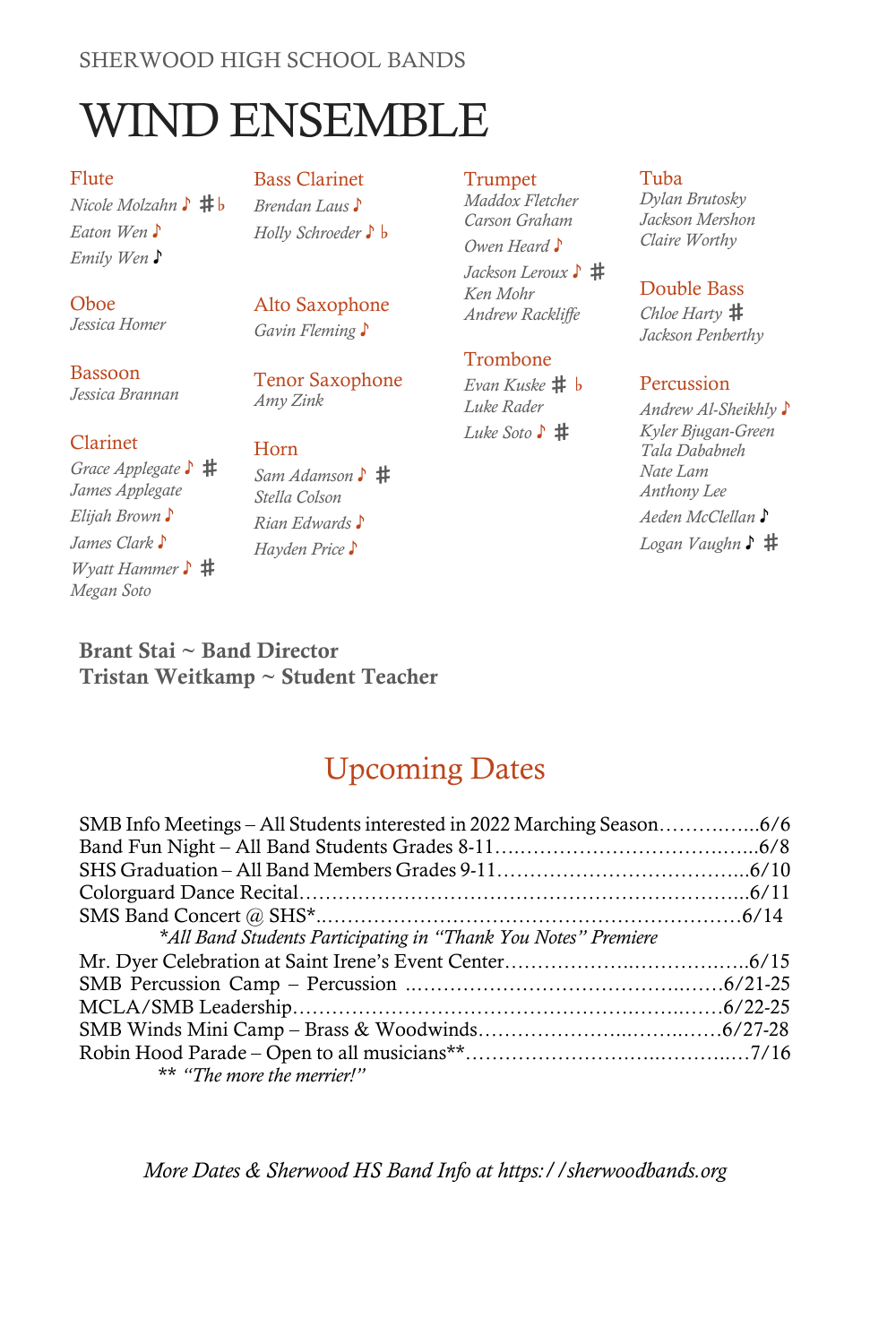SHERWOOD HIGH SCHOOL BANDS

# WIND ENSEMBLE

### Flute
*Nicole Molzahn ♪ ♯♭*
*Eaton Wen ♪*
*Emily Wen ♪*

### Oboe
*Jessica Homer*

### Bassoon
*Jessica Brannan*

### Clarinet
*Grace Applegate ♪ ♯*
*James Applegate*
*Elijah Brown ♪*
*James Clark ♪*
*Wyatt Hammer ♪ ♯*
*Megan Soto*

### Bass Clarinet
*Brendan Laus ♪*
*Holly Schroeder ♪ ♭*

### Alto Saxophone
*Gavin Fleming ♪*

### Tenor Saxophone
*Amy Zink*

### Horn
*Sam Adamson ♪ ♯*
*Stella Colson*
*Rian Edwards ♪*
*Hayden Price ♪*

### Trumpet
*Maddox Fletcher*
*Carson Graham*
*Owen Heard ♪*
*Jackson Leroux ♪ ♯*
*Ken Mohr*
*Andrew Rackliffe*

### Trombone
*Evan Kuske ♯ ♭*
*Luke Rader*
*Luke Soto ♪ ♯*

### Tuba
*Dylan Brutosky*
*Jackson Mershon*
*Claire Worthy*

### Double Bass
*Chloe Harty ♯*
*Jackson Penberthy*

### Percussion
*Andrew Al-Sheikhly ♪*
*Kyler Bjugan-Green*
*Tala Dababneh*
*Nate Lam*
*Anthony Lee*
*Aeden McClellan ♪*
*Logan Vaughn ♪ ♯*

**Brant Stai ~ Band Director**
**Tristan Weitkamp ~ Student Teacher**

## Upcoming Dates

SMB Info Meetings – All Students interested in 2022 Marching Season……………..6/6
Band Fun Night – All Band Students Grades 8-11…………………………………..6/8
SHS Graduation – All Band Members Grades 9-11………………………………..6/10
Colorguard Dance Recital…………………………………………………………..6/11
SMS Band Concert @ SHS*…………………………………………………………6/14
*\*All Band Students Participating in "Thank You Notes" Premiere*
Mr. Dyer Celebration at Saint Irene's Event Center……………………………….6/15
SMB Percussion Camp – Percussion ……………………………………………6/21-25
MCLA/SMB Leadership…………………………………………………………6/22-25
SMB Winds Mini Camp – Brass & Woodwinds…………………………………6/27-28
Robin Hood Parade – Open to all musicians**……………………………………7/16
*\*\* "The more the merrier!"*

*More Dates & Sherwood HS Band Info at https://sherwoodbands.org*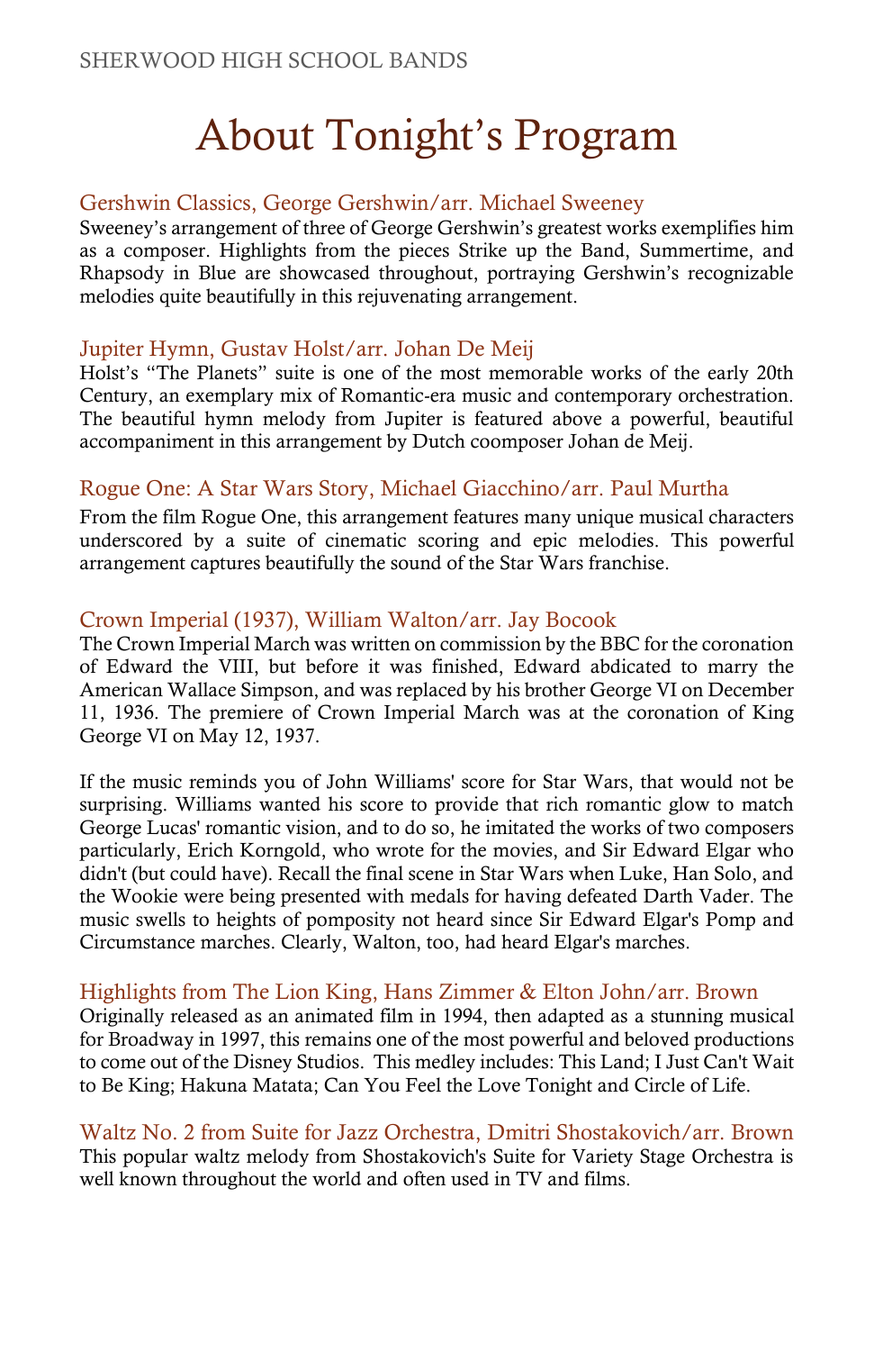# About Tonight's Program

### Gershwin Classics, George Gershwin/arr. Michael Sweeney

Sweeney's arrangement of three of George Gershwin's greatest works exemplifies him as a composer. Highlights from the pieces Strike up the Band, Summertime, and Rhapsody in Blue are showcased throughout, portraying Gershwin's recognizable melodies quite beautifully in this rejuvenating arrangement.

### Jupiter Hymn, Gustav Holst/arr. Johan De Meij

Holst's "The Planets" suite is one of the most memorable works of the early 20th Century, an exemplary mix of Romantic-era music and contemporary orchestration. The beautiful hymn melody from Jupiter is featured above a powerful, beautiful accompaniment in this arrangement by Dutch coomposer Johan de Meij.

### Rogue One: A Star Wars Story, Michael Giacchino/arr. Paul Murtha

From the film Rogue One, this arrangement features many unique musical characters underscored by a suite of cinematic scoring and epic melodies. This powerful arrangement captures beautifully the sound of the Star Wars franchise.

### Crown Imperial (1937), William Walton/arr. Jay Bocook

The Crown Imperial March was written on commission by the BBC for the coronation of Edward the VIII, but before it was finished, Edward abdicated to marry the American Wallace Simpson, and was replaced by his brother George VI on December 11, 1936. The premiere of Crown Imperial March was at the coronation of King George VI on May 12, 1937.

If the music reminds you of John Williams' score for Star Wars, that would not be surprising. Williams wanted his score to provide that rich romantic glow to match George Lucas' romantic vision, and to do so, he imitated the works of two composers particularly, Erich Korngold, who wrote for the movies, and Sir Edward Elgar who didn't (but could have). Recall the final scene in Star Wars when Luke, Han Solo, and the Wookie were being presented with medals for having defeated Darth Vader. The music swells to heights of pomposity not heard since Sir Edward Elgar's Pomp and Circumstance marches. Clearly, Walton, too, had heard Elgar's marches.

### Highlights from The Lion King, Hans Zimmer & Elton John/arr. Brown

Originally released as an animated film in 1994, then adapted as a stunning musical for Broadway in 1997, this remains one of the most powerful and beloved productions to come out of the Disney Studios. This medley includes: This Land; I Just Can't Wait to Be King; Hakuna Matata; Can You Feel the Love Tonight and Circle of Life.

### Waltz No. 2 from Suite for Jazz Orchestra, Dmitri Shostakovich/arr. Brown

This popular waltz melody from Shostakovich's Suite for Variety Stage Orchestra is well known throughout the world and often used in TV and films.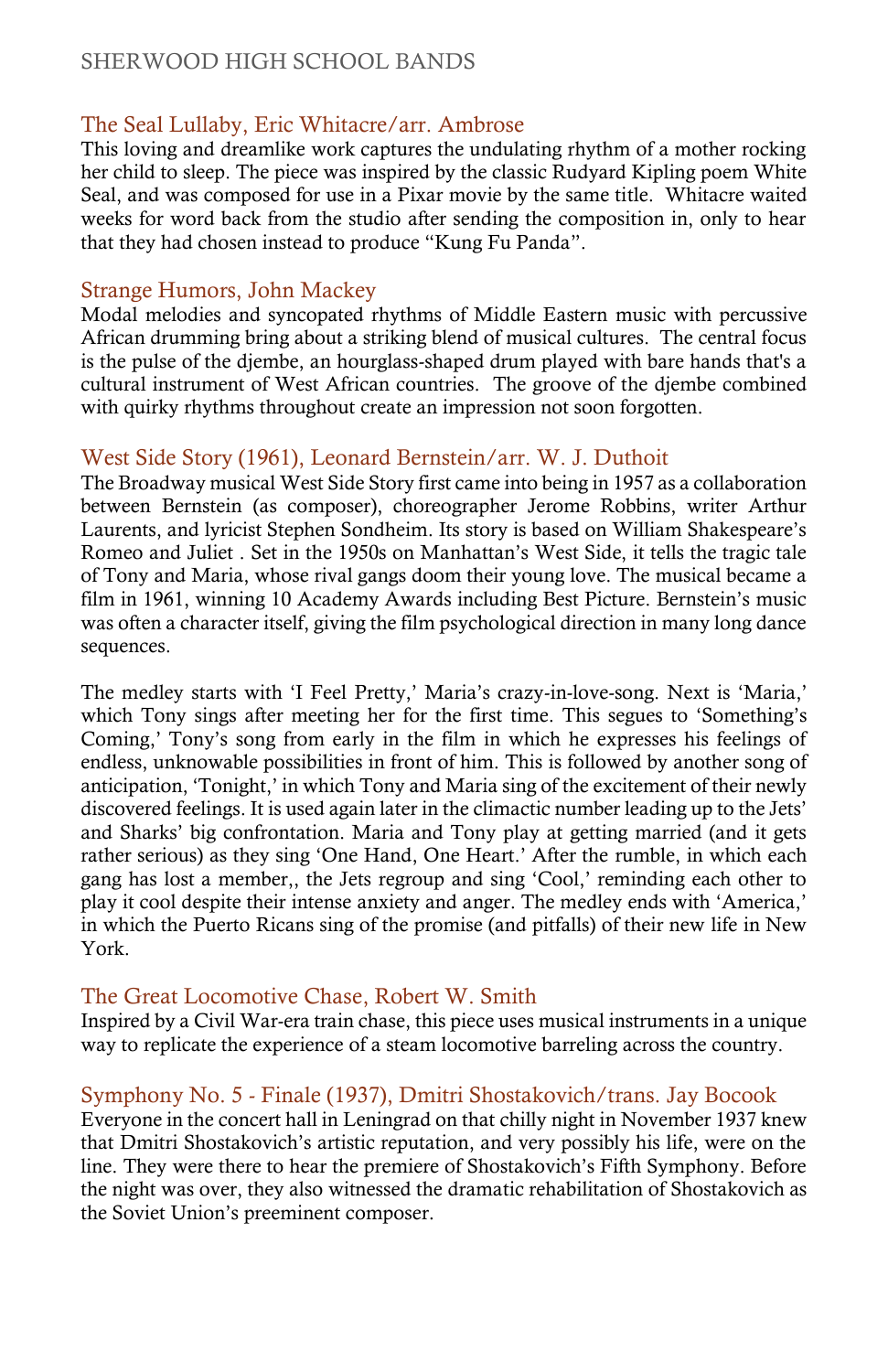## The Seal Lullaby, Eric Whitacre/arr. Ambrose

This loving and dreamlike work captures the undulating rhythm of a mother rocking her child to sleep. The piece was inspired by the classic Rudyard Kipling poem White Seal, and was composed for use in a Pixar movie by the same title. Whitacre waited weeks for word back from the studio after sending the composition in, only to hear that they had chosen instead to produce "Kung Fu Panda".

## Strange Humors, John Mackey

Modal melodies and syncopated rhythms of Middle Eastern music with percussive African drumming bring about a striking blend of musical cultures. The central focus is the pulse of the djembe, an hourglass-shaped drum played with bare hands that's a cultural instrument of West African countries. The groove of the djembe combined with quirky rhythms throughout create an impression not soon forgotten.

## West Side Story (1961), Leonard Bernstein/arr. W. J. Duthoit

The Broadway musical West Side Story first came into being in 1957 as a collaboration between Bernstein (as composer), choreographer Jerome Robbins, writer Arthur Laurents, and lyricist Stephen Sondheim. Its story is based on William Shakespeare's Romeo and Juliet . Set in the 1950s on Manhattan's West Side, it tells the tragic tale of Tony and Maria, whose rival gangs doom their young love. The musical became a film in 1961, winning 10 Academy Awards including Best Picture. Bernstein's music was often a character itself, giving the film psychological direction in many long dance sequences.

The medley starts with 'I Feel Pretty,' Maria's crazy-in-love-song. Next is 'Maria,' which Tony sings after meeting her for the first time. This segues to 'Something's Coming,' Tony's song from early in the film in which he expresses his feelings of endless, unknowable possibilities in front of him. This is followed by another song of anticipation, 'Tonight,' in which Tony and Maria sing of the excitement of their newly discovered feelings. It is used again later in the climactic number leading up to the Jets' and Sharks' big confrontation. Maria and Tony play at getting married (and it gets rather serious) as they sing 'One Hand, One Heart.' After the rumble, in which each gang has lost a member,, the Jets regroup and sing 'Cool,' reminding each other to play it cool despite their intense anxiety and anger. The medley ends with 'America,' in which the Puerto Ricans sing of the promise (and pitfalls) of their new life in New York.

## The Great Locomotive Chase, Robert W. Smith

Inspired by a Civil War-era train chase, this piece uses musical instruments in a unique way to replicate the experience of a steam locomotive barreling across the country.

## Symphony No. 5 - Finale (1937), Dmitri Shostakovich/trans. Jay Bocook

Everyone in the concert hall in Leningrad on that chilly night in November 1937 knew that Dmitri Shostakovich's artistic reputation, and very possibly his life, were on the line. They were there to hear the premiere of Shostakovich's Fifth Symphony. Before the night was over, they also witnessed the dramatic rehabilitation of Shostakovich as the Soviet Union's preeminent composer.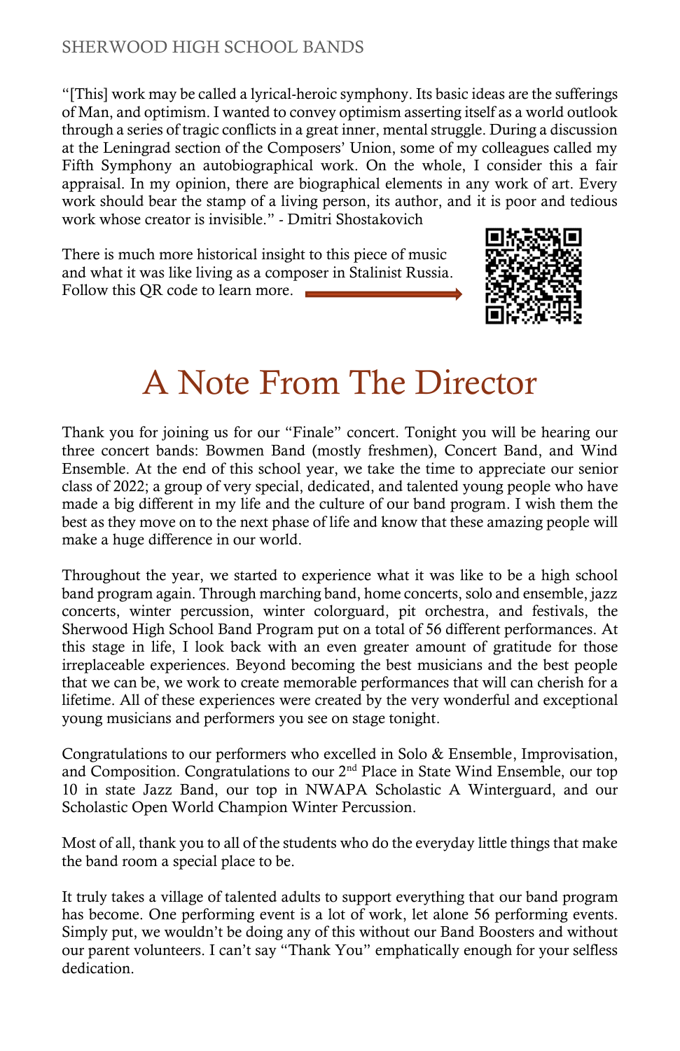"[This] work may be called a lyrical-heroic symphony. Its basic ideas are the sufferings of Man, and optimism. I wanted to convey optimism asserting itself as a world outlook through a series of tragic conflicts in a great inner, mental struggle. During a discussion at the Leningrad section of the Composers' Union, some of my colleagues called my Fifth Symphony an autobiographical work. On the whole, I consider this a fair appraisal. In my opinion, there are biographical elements in any work of art. Every work should bear the stamp of a living person, its author, and it is poor and tedious work whose creator is invisible." - Dmitri Shostakovich

There is much more historical insight to this piece of music and what it was like living as a composer in Stalinist Russia. Follow this QR code to learn more.

# A Note From The Director

Thank you for joining us for our "Finale" concert. Tonight you will be hearing our three concert bands: Bowmen Band (mostly freshmen), Concert Band, and Wind Ensemble. At the end of this school year, we take the time to appreciate our senior class of 2022; a group of very special, dedicated, and talented young people who have made a big different in my life and the culture of our band program. I wish them the best as they move on to the next phase of life and know that these amazing people will make a huge difference in our world.

Throughout the year, we started to experience what it was like to be a high school band program again. Through marching band, home concerts, solo and ensemble, jazz concerts, winter percussion, winter colorguard, pit orchestra, and festivals, the Sherwood High School Band Program put on a total of 56 different performances. At this stage in life, I look back with an even greater amount of gratitude for those irreplaceable experiences. Beyond becoming the best musicians and the best people that we can be, we work to create memorable performances that will can cherish for a lifetime. All of these experiences were created by the very wonderful and exceptional young musicians and performers you see on stage tonight.

Congratulations to our performers who excelled in Solo & Ensemble, Improvisation, and Composition. Congratulations to our 2nd Place in State Wind Ensemble, our top 10 in state Jazz Band, our top in NWAPA Scholastic A Winterguard, and our Scholastic Open World Champion Winter Percussion.

Most of all, thank you to all of the students who do the everyday little things that make the band room a special place to be.

It truly takes a village of talented adults to support everything that our band program has become. One performing event is a lot of work, let alone 56 performing events. Simply put, we wouldn't be doing any of this without our Band Boosters and without our parent volunteers. I can't say "Thank You" emphatically enough for your selfless dedication.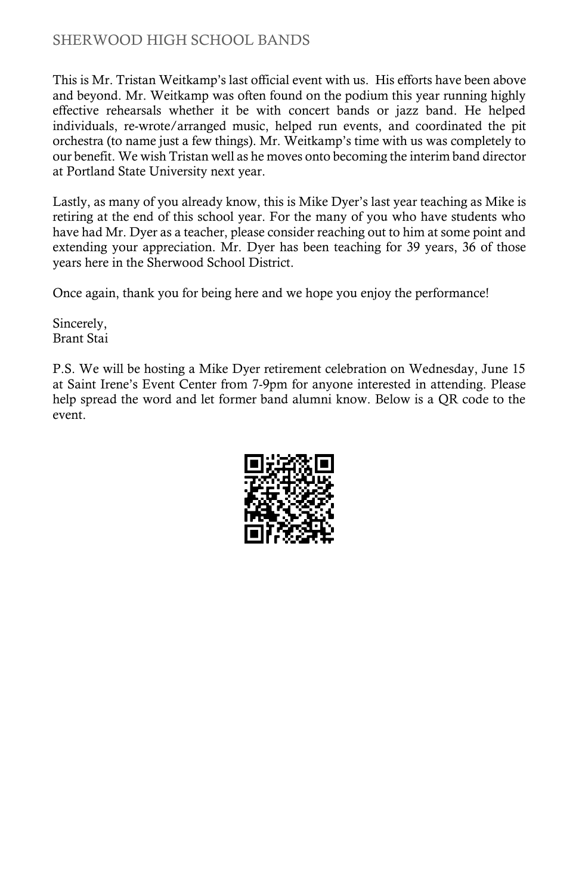This is Mr. Tristan Weitkamp's last official event with us. His efforts have been above and beyond. Mr. Weitkamp was often found on the podium this year running highly effective rehearsals whether it be with concert bands or jazz band. He helped individuals, re-wrote/arranged music, helped run events, and coordinated the pit orchestra (to name just a few things). Mr. Weitkamp's time with us was completely to our benefit. We wish Tristan well as he moves onto becoming the interim band director at Portland State University next year.

Lastly, as many of you already know, this is Mike Dyer's last year teaching as Mike is retiring at the end of this school year. For the many of you who have students who have had Mr. Dyer as a teacher, please consider reaching out to him at some point and extending your appreciation. Mr. Dyer has been teaching for 39 years, 36 of those years here in the Sherwood School District.

Once again, thank you for being here and we hope you enjoy the performance!

Sincerely,
Brant Stai

P.S. We will be hosting a Mike Dyer retirement celebration on Wednesday, June 15 at Saint Irene's Event Center from 7-9pm for anyone interested in attending. Please help spread the word and let former band alumni know. Below is a QR code to the event.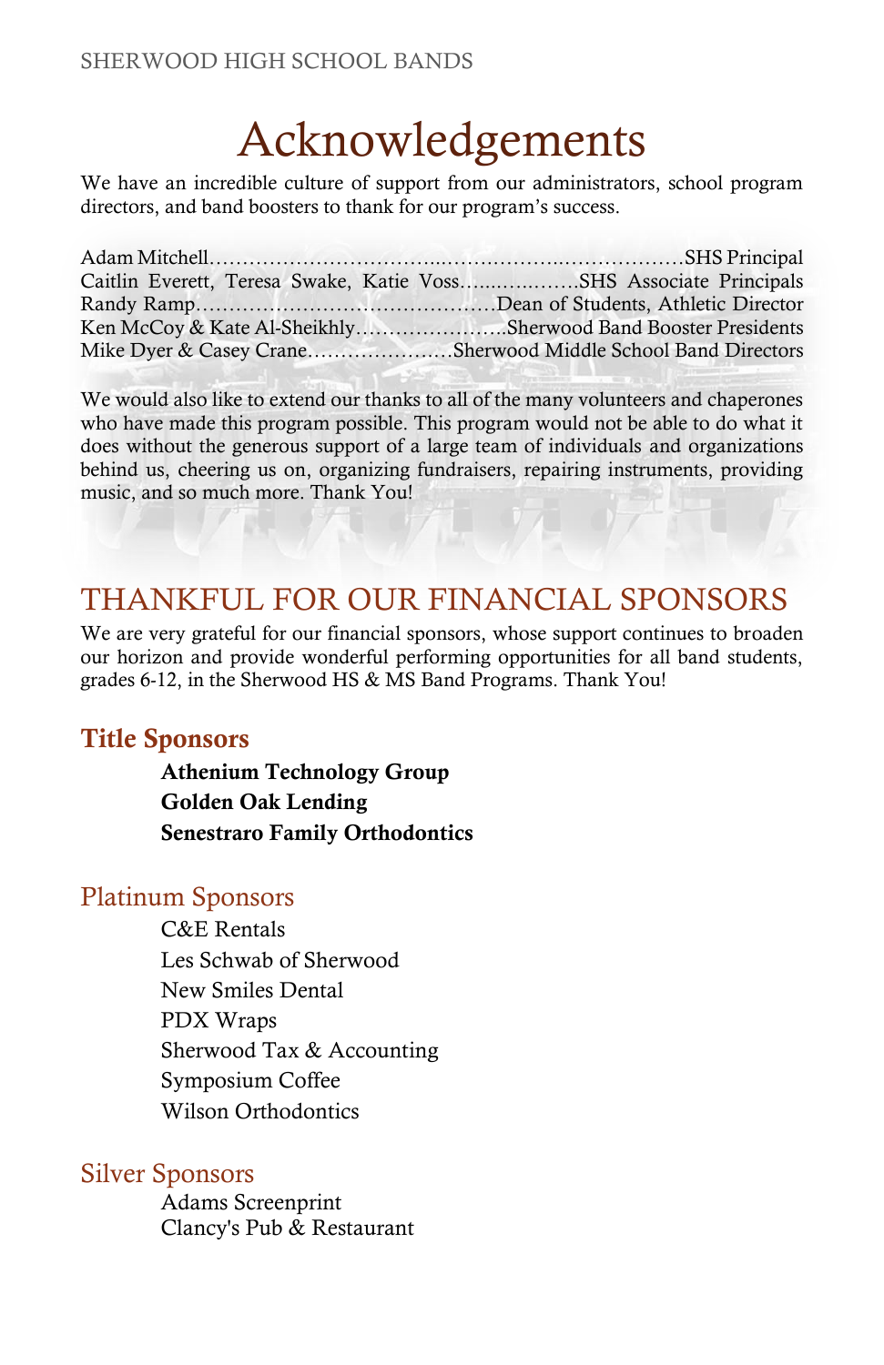# Acknowledgements

We have an incredible culture of support from our administrators, school program directors, and band boosters to thank for our program's success.

Adam Mitchell……………………………..……..………..………………SHS Principal
Caitlin Everett, Teresa Swake, Katie Voss…..…..……..SHS Associate Principals
Randy Ramp………………………………………Dean of Students, Athletic Director
Ken McCoy & Kate Al-Sheikhly…………………..Sherwood Band Booster Presidents
Mike Dyer & Casey Crane…………………Sherwood Middle School Band Directors

We would also like to extend our thanks to all of the many volunteers and chaperones who have made this program possible. This program would not be able to do what it does without the generous support of a large team of individuals and organizations behind us, cheering us on, organizing fundraisers, repairing instruments, providing music, and so much more. Thank You!

## THANKFUL FOR OUR FINANCIAL SPONSORS

We are very grateful for our financial sponsors, whose support continues to broaden our horizon and provide wonderful performing opportunities for all band students, grades 6-12, in the Sherwood HS & MS Band Programs. Thank You!

### Title Sponsors

**Athenium Technology Group**
**Golden Oak Lending**
**Senestraro Family Orthodontics**

### Platinum Sponsors

C&E Rentals
Les Schwab of Sherwood
New Smiles Dental
PDX Wraps
Sherwood Tax & Accounting
Symposium Coffee
Wilson Orthodontics

### Silver Sponsors

Adams Screenprint
Clancy's Pub & Restaurant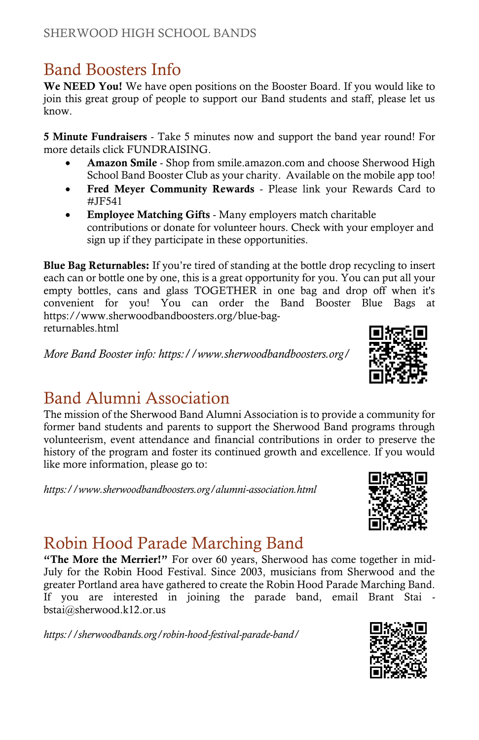## Band Boosters Info

**We NEED You!** We have open positions on the Booster Board. If you would like to join this great group of people to support our Band students and staff, please let us know.

**5 Minute Fundraisers** - Take 5 minutes now and support the band year round! For more details click FUNDRAISING.

- **Amazon Smile** - Shop from smile.amazon.com and choose Sherwood High School Band Booster Club as your charity. Available on the mobile app too!
- **Fred Meyer Community Rewards** - Please link your Rewards Card to #JF541
- **Employee Matching Gifts** - Many employers match charitable contributions or donate for volunteer hours. Check with your employer and sign up if they participate in these opportunities.

**Blue Bag Returnables:** If you're tired of standing at the bottle drop recycling to insert each can or bottle one by one, this is a great opportunity for you. You can put all your empty bottles, cans and glass TOGETHER in one bag and drop off when it's convenient for you! You can order the Band Booster Blue Bags at https://www.sherwoodbandboosters.org/blue-bag-returnables.html

*More Band Booster info: https://www.sherwoodbandboosters.org/*

## Band Alumni Association

The mission of the Sherwood Band Alumni Association is to provide a community for former band students and parents to support the Sherwood Band programs through volunteerism, event attendance and financial contributions in order to preserve the history of the program and foster its continued growth and excellence. If you would like more information, please go to:

*https://www.sherwoodbandboosters.org/alumni-association.html*

## Robin Hood Parade Marching Band

**"The More the Merrier!"** For over 60 years, Sherwood has come together in mid-July for the Robin Hood Festival. Since 2003, musicians from Sherwood and the greater Portland area have gathered to create the Robin Hood Parade Marching Band. If you are interested in joining the parade band, email Brant Stai - bstai@sherwood.k12.or.us

*https://sherwoodbands.org/robin-hood-festival-parade-band/*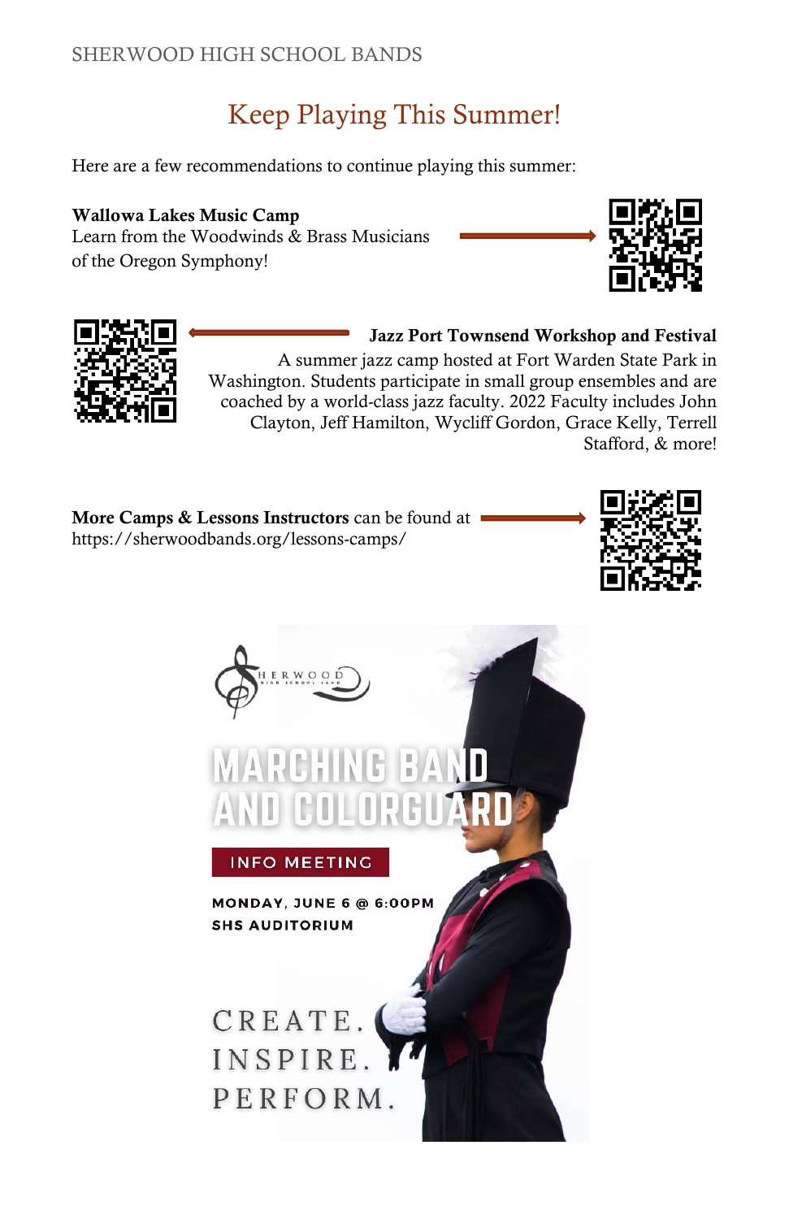## Keep Playing This Summer!

Here are a few recommendations to continue playing this summer:

**Wallowa Lakes Music Camp**
Learn from the Woodwinds & Brass Musicians of the Oregon Symphony!

**Jazz Port Townsend Workshop and Festival**
A summer jazz camp hosted at Fort Warden State Park in Washington. Students participate in small group ensembles and are coached by a world-class jazz faculty. 2022 Faculty includes John Clayton, Jeff Hamilton, Wycliff Gordon, Grace Kelly, Terrell Stafford, & more!

**More Camps & Lessons Instructors** can be found at https://sherwoodbands.org/lessons-camps/

SHERWOOD HIGH SCHOOL BAND

MARCHING BAND AND COLORGUARD

INFO MEETING

MONDAY, JUNE 6 @ 6:00PM
SHS AUDITORIUM

CREATE.
INSPIRE.
PERFORM.